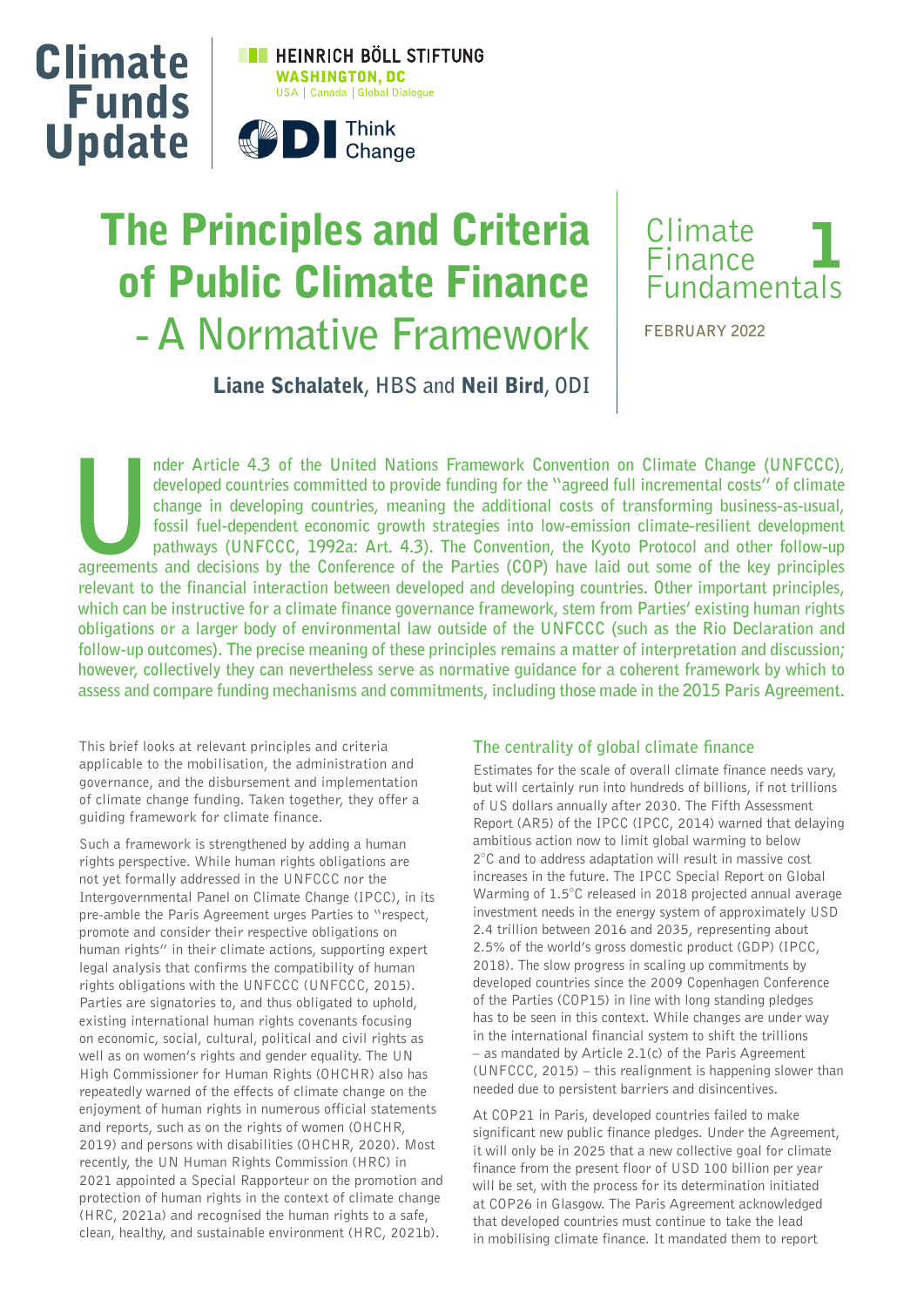Climate Funds Update

HEINRICH BÖLL STIFTUNG
WASHINGTON, DC
USA | Canada | Global Dialogue

ODI Think Change

# The Principles and Criteria of Public Climate Finance - A Normative Framework

Climate Finance Fundamentals 1

FEBRUARY 2022

**Liane Schalatek**, HBS and **Neil Bird**, ODI

**Under Article 4.3 of the United Nations Framework Convention on Climate Change (UNFCCC), developed countries committed to provide funding for the "agreed full incremental costs" of climate change in developing countries, meaning the additional costs of transforming business-as-usual, fossil fuel-dependent economic growth strategies into low-emission climate-resilient development pathways (UNFCCC, 1992a: Art. 4.3). The Convention, the Kyoto Protocol and other follow-up agreements and decisions by the Conference of the Parties (COP) have laid out some of the key principles relevant to the financial interaction between developed and developing countries. Other important principles, which can be instructive for a climate finance governance framework, stem from Parties' existing human rights obligations or a larger body of environmental law outside of the UNFCCC (such as the Rio Declaration and follow-up outcomes). The precise meaning of these principles remains a matter of interpretation and discussion; however, collectively they can nevertheless serve as normative guidance for a coherent framework by which to assess and compare funding mechanisms and commitments, including those made in the 2015 Paris Agreement.**

This brief looks at relevant principles and criteria applicable to the mobilisation, the administration and governance, and the disbursement and implementation of climate change funding. Taken together, they offer a guiding framework for climate finance.

Such a framework is strengthened by adding a human rights perspective. While human rights obligations are not yet formally addressed in the UNFCCC nor the Intergovernmental Panel on Climate Change (IPCC), in its pre-amble the Paris Agreement urges Parties to "respect, promote and consider their respective obligations on human rights" in their climate actions, supporting expert legal analysis that confirms the compatibility of human rights obligations with the UNFCCC (UNFCCC, 2015). Parties are signatories to, and thus obligated to uphold, existing international human rights covenants focusing on economic, social, cultural, political and civil rights as well as on women's rights and gender equality. The UN High Commissioner for Human Rights (OHCHR) also has repeatedly warned of the effects of climate change on the enjoyment of human rights in numerous official statements and reports, such as on the rights of women (OHCHR, 2019) and persons with disabilities (OHCHR, 2020). Most recently, the UN Human Rights Commission (HRC) in 2021 appointed a Special Rapporteur on the promotion and protection of human rights in the context of climate change (HRC, 2021a) and recognised the human rights to a safe, clean, healthy, and sustainable environment (HRC, 2021b).

## The centrality of global climate finance

Estimates for the scale of overall climate finance needs vary, but will certainly run into hundreds of billions, if not trillions of US dollars annually after 2030. The Fifth Assessment Report (AR5) of the IPCC (IPCC, 2014) warned that delaying ambitious action now to limit global warming to below 2°C and to address adaptation will result in massive cost increases in the future. The IPCC Special Report on Global Warming of 1.5°C released in 2018 projected annual average investment needs in the energy system of approximately USD 2.4 trillion between 2016 and 2035, representing about 2.5% of the world's gross domestic product (GDP) (IPCC, 2018). The slow progress in scaling up commitments by developed countries since the 2009 Copenhagen Conference of the Parties (COP15) in line with long standing pledges has to be seen in this context. While changes are under way in the international financial system to shift the trillions – as mandated by Article 2.1(c) of the Paris Agreement (UNFCCC, 2015) – this realignment is happening slower than needed due to persistent barriers and disincentives.

At COP21 in Paris, developed countries failed to make significant new public finance pledges. Under the Agreement, it will only be in 2025 that a new collective goal for climate finance from the present floor of USD 100 billion per year will be set, with the process for its determination initiated at COP26 in Glasgow. The Paris Agreement acknowledged that developed countries must continue to take the lead in mobilising climate finance. It mandated them to report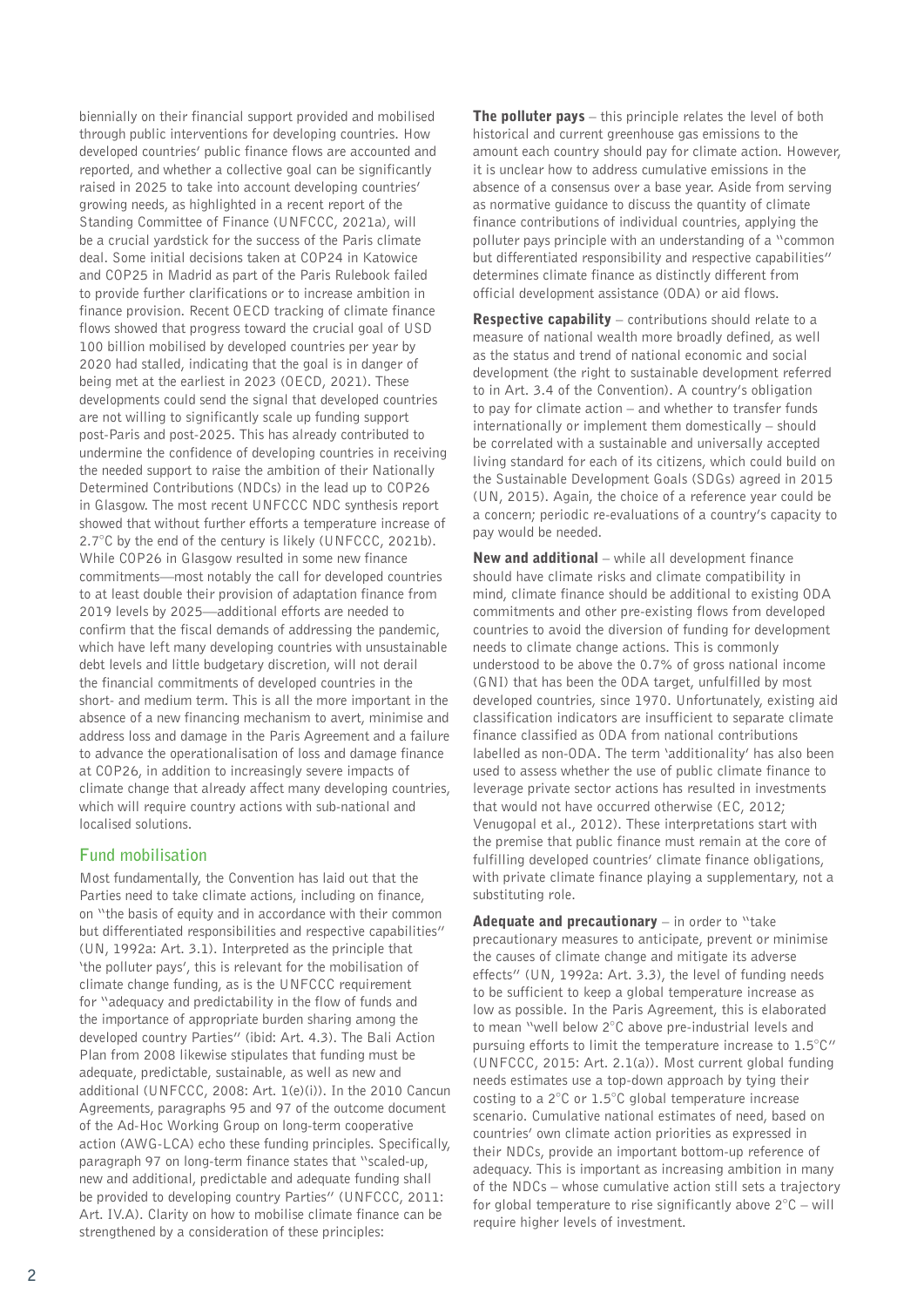biennially on their financial support provided and mobilised through public interventions for developing countries. How developed countries' public finance flows are accounted and reported, and whether a collective goal can be significantly raised in 2025 to take into account developing countries' growing needs, as highlighted in a recent report of the Standing Committee of Finance (UNFCCC, 2021a), will be a crucial yardstick for the success of the Paris climate deal. Some initial decisions taken at COP24 in Katowice and COP25 in Madrid as part of the Paris Rulebook failed to provide further clarifications or to increase ambition in finance provision. Recent OECD tracking of climate finance flows showed that progress toward the crucial goal of USD 100 billion mobilised by developed countries per year by 2020 had stalled, indicating that the goal is in danger of being met at the earliest in 2023 (OECD, 2021). These developments could send the signal that developed countries are not willing to significantly scale up funding support post-Paris and post-2025. This has already contributed to undermine the confidence of developing countries in receiving the needed support to raise the ambition of their Nationally Determined Contributions (NDCs) in the lead up to COP26 in Glasgow. The most recent UNFCCC NDC synthesis report showed that without further efforts a temperature increase of 2.7°C by the end of the century is likely (UNFCCC, 2021b). While COP26 in Glasgow resulted in some new finance commitments—most notably the call for developed countries to at least double their provision of adaptation finance from 2019 levels by 2025—additional efforts are needed to confirm that the fiscal demands of addressing the pandemic, which have left many developing countries with unsustainable debt levels and little budgetary discretion, will not derail the financial commitments of developed countries in the short- and medium term. This is all the more important in the absence of a new financing mechanism to avert, minimise and address loss and damage in the Paris Agreement and a failure to advance the operationalisation of loss and damage finance at COP26, in addition to increasingly severe impacts of climate change that already affect many developing countries, which will require country actions with sub-national and localised solutions.

## Fund mobilisation

Most fundamentally, the Convention has laid out that the Parties need to take climate actions, including on finance, on "the basis of equity and in accordance with their common but differentiated responsibilities and respective capabilities" (UN, 1992a: Art. 3.1). Interpreted as the principle that 'the polluter pays', this is relevant for the mobilisation of climate change funding, as is the UNFCCC requirement for "adequacy and predictability in the flow of funds and the importance of appropriate burden sharing among the developed country Parties" (ibid: Art. 4.3). The Bali Action Plan from 2008 likewise stipulates that funding must be adequate, predictable, sustainable, as well as new and additional (UNFCCC, 2008: Art. 1(e)(i)). In the 2010 Cancun Agreements, paragraphs 95 and 97 of the outcome document of the Ad-Hoc Working Group on long-term cooperative action (AWG-LCA) echo these funding principles. Specifically, paragraph 97 on long-term finance states that "scaled-up, new and additional, predictable and adequate funding shall be provided to developing country Parties" (UNFCCC, 2011: Art. IV.A). Clarity on how to mobilise climate finance can be strengthened by a consideration of these principles:

**The polluter pays** – this principle relates the level of both historical and current greenhouse gas emissions to the amount each country should pay for climate action. However, it is unclear how to address cumulative emissions in the absence of a consensus over a base year. Aside from serving as normative guidance to discuss the quantity of climate finance contributions of individual countries, applying the polluter pays principle with an understanding of a "common but differentiated responsibility and respective capabilities" determines climate finance as distinctly different from official development assistance (ODA) or aid flows.

**Respective capability** – contributions should relate to a measure of national wealth more broadly defined, as well as the status and trend of national economic and social development (the right to sustainable development referred to in Art. 3.4 of the Convention). A country's obligation to pay for climate action – and whether to transfer funds internationally or implement them domestically – should be correlated with a sustainable and universally accepted living standard for each of its citizens, which could build on the Sustainable Development Goals (SDGs) agreed in 2015 (UN, 2015). Again, the choice of a reference year could be a concern; periodic re-evaluations of a country's capacity to pay would be needed.

**New and additional** – while all development finance should have climate risks and climate compatibility in mind, climate finance should be additional to existing ODA commitments and other pre-existing flows from developed countries to avoid the diversion of funding for development needs to climate change actions. This is commonly understood to be above the 0.7% of gross national income (GNI) that has been the ODA target, unfulfilled by most developed countries, since 1970. Unfortunately, existing aid classification indicators are insufficient to separate climate finance classified as ODA from national contributions labelled as non-ODA. The term 'additionality' has also been used to assess whether the use of public climate finance to leverage private sector actions has resulted in investments that would not have occurred otherwise (EC, 2012; Venugopal et al., 2012). These interpretations start with the premise that public finance must remain at the core of fulfilling developed countries' climate finance obligations, with private climate finance playing a supplementary, not a substituting role.

**Adequate and precautionary** – in order to "take precautionary measures to anticipate, prevent or minimise the causes of climate change and mitigate its adverse effects" (UN, 1992a: Art. 3.3), the level of funding needs to be sufficient to keep a global temperature increase as low as possible. In the Paris Agreement, this is elaborated to mean "well below 2°C above pre-industrial levels and pursuing efforts to limit the temperature increase to 1.5°C" (UNFCCC, 2015: Art. 2.1(a)). Most current global funding needs estimates use a top-down approach by tying their costing to a 2°C or 1.5°C global temperature increase scenario. Cumulative national estimates of need, based on countries' own climate action priorities as expressed in their NDCs, provide an important bottom-up reference of adequacy. This is important as increasing ambition in many of the NDCs – whose cumulative action still sets a trajectory for global temperature to rise significantly above 2°C – will require higher levels of investment.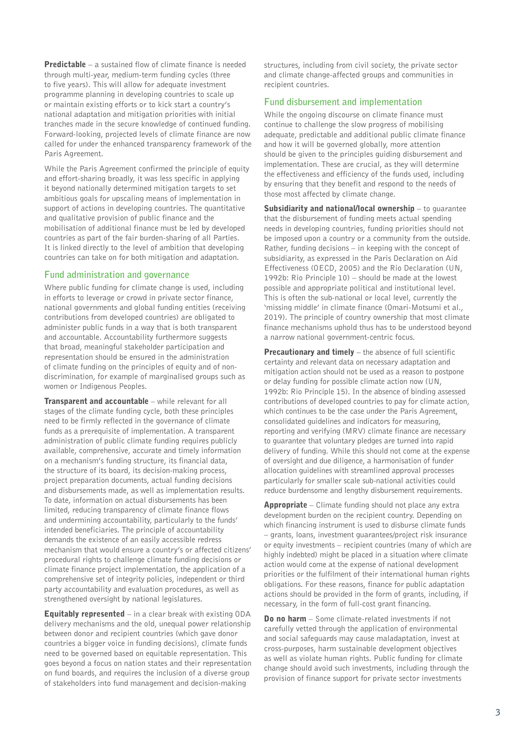**Predictable** – a sustained flow of climate finance is needed through multi-year, medium-term funding cycles (three to five years). This will allow for adequate investment programme planning in developing countries to scale up or maintain existing efforts or to kick start a country's national adaptation and mitigation priorities with initial tranches made in the secure knowledge of continued funding. Forward-looking, projected levels of climate finance are now called for under the enhanced transparency framework of the Paris Agreement.

While the Paris Agreement confirmed the principle of equity and effort-sharing broadly, it was less specific in applying it beyond nationally determined mitigation targets to set ambitious goals for upscaling means of implementation in support of actions in developing countries. The quantitative and qualitative provision of public finance and the mobilisation of additional finance must be led by developed countries as part of the fair burden-sharing of all Parties. It is linked directly to the level of ambition that developing countries can take on for both mitigation and adaptation.

## Fund administration and governance

Where public funding for climate change is used, including in efforts to leverage or crowd in private sector finance, national governments and global funding entities (receiving contributions from developed countries) are obligated to administer public funds in a way that is both transparent and accountable. Accountability furthermore suggests that broad, meaningful stakeholder participation and representation should be ensured in the administration of climate funding on the principles of equity and of non-discrimination, for example of marginalised groups such as women or Indigenous Peoples.

**Transparent and accountable** – while relevant for all stages of the climate funding cycle, both these principles need to be firmly reflected in the governance of climate funds as a prerequisite of implementation. A transparent administration of public climate funding requires publicly available, comprehensive, accurate and timely information on a mechanism's funding structure, its financial data, the structure of its board, its decision-making process, project preparation documents, actual funding decisions and disbursements made, as well as implementation results. To date, information on actual disbursements has been limited, reducing transparency of climate finance flows and undermining accountability, particularly to the funds' intended beneficiaries. The principle of accountability demands the existence of an easily accessible redress mechanism that would ensure a country's or affected citizens' procedural rights to challenge climate funding decisions or climate finance project implementation, the application of a comprehensive set of integrity policies, independent or third party accountability and evaluation procedures, as well as strengthened oversight by national legislatures.

**Equitably represented** – in a clear break with existing ODA delivery mechanisms and the old, unequal power relationship between donor and recipient countries (which gave donor countries a bigger voice in funding decisions), climate funds need to be governed based on equitable representation. This goes beyond a focus on nation states and their representation on fund boards, and requires the inclusion of a diverse group of stakeholders into fund management and decision-making structures, including from civil society, the private sector and climate change-affected groups and communities in recipient countries.

## Fund disbursement and implementation

While the ongoing discourse on climate finance must continue to challenge the slow progress of mobilising adequate, predictable and additional public climate finance and how it will be governed globally, more attention should be given to the principles guiding disbursement and implementation. These are crucial, as they will determine the effectiveness and efficiency of the funds used, including by ensuring that they benefit and respond to the needs of those most affected by climate change.

**Subsidiarity and national/local ownership** – to guarantee that the disbursement of funding meets actual spending needs in developing countries, funding priorities should not be imposed upon a country or a community from the outside. Rather, funding decisions – in keeping with the concept of subsidiarity, as expressed in the Paris Declaration on Aid Effectiveness (OECD, 2005) and the Rio Declaration (UN, 1992b: Rio Principle 10) – should be made at the lowest possible and appropriate political and institutional level. This is often the sub-national or local level, currently the 'missing middle' in climate finance (Omari-Motsumi et al., 2019). The principle of country ownership that most climate finance mechanisms uphold thus has to be understood beyond a narrow national government-centric focus.

**Precautionary and timely** – the absence of full scientific certainty and relevant data on necessary adaptation and mitigation action should not be used as a reason to postpone or delay funding for possible climate action now (UN, 1992b: Rio Principle 15). In the absence of binding assessed contributions of developed countries to pay for climate action, which continues to be the case under the Paris Agreement, consolidated guidelines and indicators for measuring, reporting and verifying (MRV) climate finance are necessary to guarantee that voluntary pledges are turned into rapid delivery of funding. While this should not come at the expense of oversight and due diligence, a harmonisation of funder allocation guidelines with streamlined approval processes particularly for smaller scale sub-national activities could reduce burdensome and lengthy disbursement requirements.

**Appropriate** – Climate funding should not place any extra development burden on the recipient country. Depending on which financing instrument is used to disburse climate funds – grants, loans, investment guarantees/project risk insurance or equity investments – recipient countries (many of which are highly indebted) might be placed in a situation where climate action would come at the expense of national development priorities or the fulfilment of their international human rights obligations. For these reasons, finance for public adaptation actions should be provided in the form of grants, including, if necessary, in the form of full-cost grant financing.

**Do no harm** – Some climate-related investments if not carefully vetted through the application of environmental and social safeguards may cause maladaptation, invest at cross-purposes, harm sustainable development objectives as well as violate human rights. Public funding for climate change should avoid such investments, including through the provision of finance support for private sector investments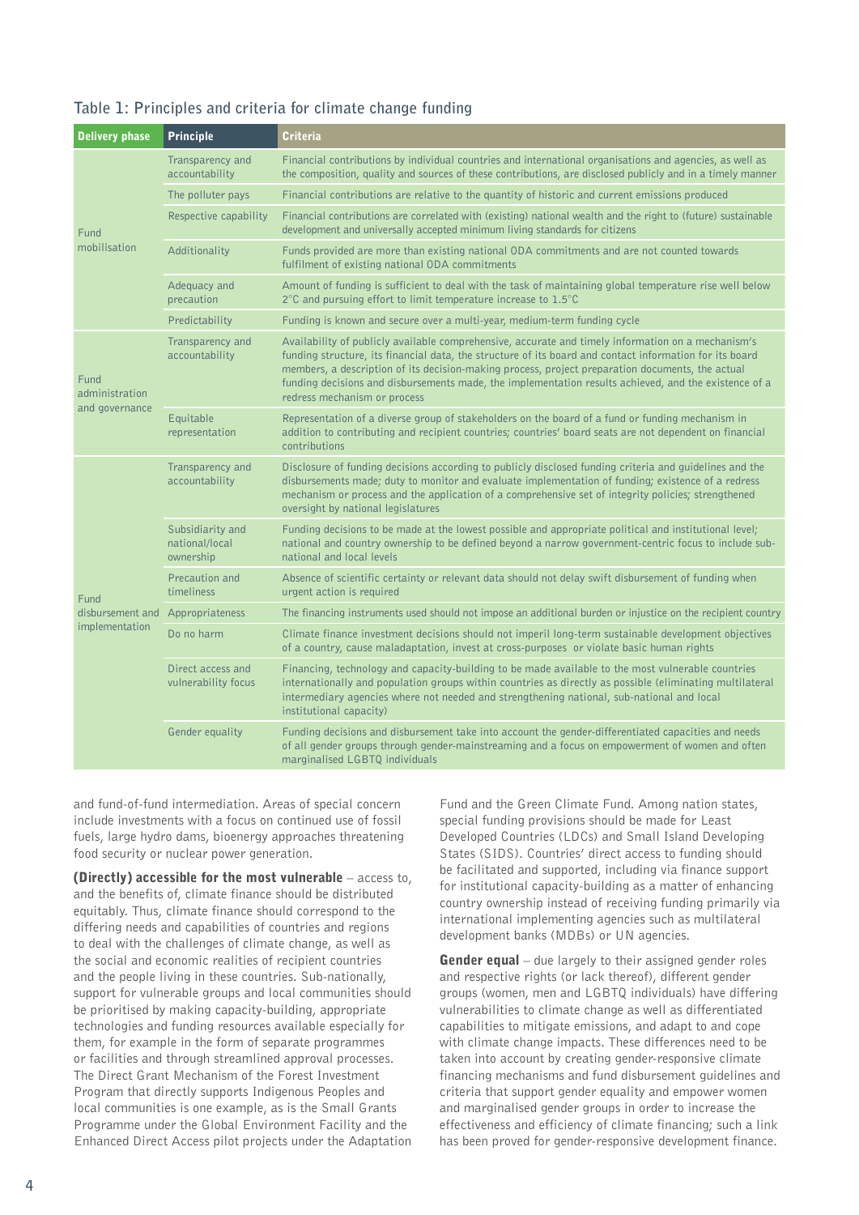### Table 1: Principles and criteria for climate change funding

| Delivery phase | Principle | Criteria |
|---|---|---|
| Fund mobilisation | Transparency and accountability | Financial contributions by individual countries and international organisations and agencies, as well as the composition, quality and sources of these contributions, are disclosed publicly and in a timely manner |
| | The polluter pays | Financial contributions are relative to the quantity of historic and current emissions produced |
| | Respective capability | Financial contributions are correlated with (existing) national wealth and the right to (future) sustainable development and universally accepted minimum living standards for citizens |
| | Additionality | Funds provided are more than existing national ODA commitments and are not counted towards fulfilment of existing national ODA commitments |
| | Adequacy and precaution | Amount of funding is sufficient to deal with the task of maintaining global temperature rise well below 2°C and pursuing effort to limit temperature increase to 1.5°C |
| | Predictability | Funding is known and secure over a multi-year, medium-term funding cycle |
| Fund administration and governance | Transparency and accountability | Availability of publicly available comprehensive, accurate and timely information on a mechanism's funding structure, its financial data, the structure of its board and contact information for its board members, a description of its decision-making process, project preparation documents, the actual funding decisions and disbursements made, the implementation results achieved, and the existence of a redress mechanism or process |
| | Equitable representation | Representation of a diverse group of stakeholders on the board of a fund or funding mechanism in addition to contributing and recipient countries; countries' board seats are not dependent on financial contributions |
| Fund disbursement and implementation | Transparency and accountability | Disclosure of funding decisions according to publicly disclosed funding criteria and guidelines and the disbursements made; duty to monitor and evaluate implementation of funding; existence of a redress mechanism or process and the application of a comprehensive set of integrity policies; strengthened oversight by national legislatures |
| | Subsidiarity and national/local ownership | Funding decisions to be made at the lowest possible and appropriate political and institutional level; national and country ownership to be defined beyond a narrow government-centric focus to include sub-national and local levels |
| | Precaution and timeliness | Absence of scientific certainty or relevant data should not delay swift disbursement of funding when urgent action is required |
| | Appropriateness | The financing instruments used should not impose an additional burden or injustice on the recipient country |
| | Do no harm | Climate finance investment decisions should not imperil long-term sustainable development objectives of a country, cause maladaptation, invest at cross-purposes or violate basic human rights |
| | Direct access and vulnerability focus | Financing, technology and capacity-building to be made available to the most vulnerable countries internationally and population groups within countries as directly as possible (eliminating multilateral intermediary agencies where not needed and strengthening national, sub-national and local institutional capacity) |
| | Gender equality | Funding decisions and disbursement take into account the gender-differentiated capacities and needs of all gender groups through gender-mainstreaming and a focus on empowerment of women and often marginalised LGBTQ individuals |

and fund-of-fund intermediation. Areas of special concern include investments with a focus on continued use of fossil fuels, large hydro dams, bioenergy approaches threatening food security or nuclear power generation.

**(Directly) accessible for the most vulnerable** – access to, and the benefits of, climate finance should be distributed equitably. Thus, climate finance should correspond to the differing needs and capabilities of countries and regions to deal with the challenges of climate change, as well as the social and economic realities of recipient countries and the people living in these countries. Sub-nationally, support for vulnerable groups and local communities should be prioritised by making capacity-building, appropriate technologies and funding resources available especially for them, for example in the form of separate programmes or facilities and through streamlined approval processes. The Direct Grant Mechanism of the Forest Investment Program that directly supports Indigenous Peoples and local communities is one example, as is the Small Grants Programme under the Global Environment Facility and the Enhanced Direct Access pilot projects under the Adaptation Fund and the Green Climate Fund. Among nation states, special funding provisions should be made for Least Developed Countries (LDCs) and Small Island Developing States (SIDS). Countries' direct access to funding should be facilitated and supported, including via finance support for institutional capacity-building as a matter of enhancing country ownership instead of receiving funding primarily via international implementing agencies such as multilateral development banks (MDBs) or UN agencies.

**Gender equal** – due largely to their assigned gender roles and respective rights (or lack thereof), different gender groups (women, men and LGBTQ individuals) have differing vulnerabilities to climate change as well as differentiated capabilities to mitigate emissions, and adapt to and cope with climate change impacts. These differences need to be taken into account by creating gender-responsive climate financing mechanisms and fund disbursement guidelines and criteria that support gender equality and empower women and marginalised gender groups in order to increase the effectiveness and efficiency of climate financing; such a link has been proved for gender-responsive development finance.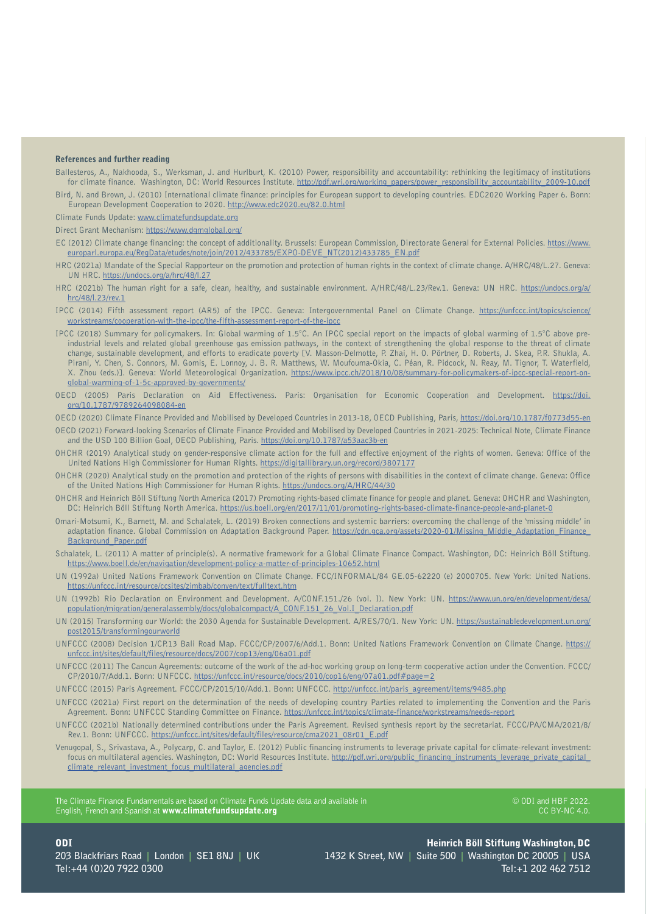### References and further reading

Ballesteros, A., Nakhooda, S., Werksman, J. and Hurlburt, K. (2010) Power, responsibility and accountability: rethinking the legitimacy of institutions for climate finance. Washington, DC: World Resources Institute. http://pdf.wri.org/working_papers/power_responsibility_accountability_2009-10.pdf

Bird, N. and Brown, J. (2010) International climate finance: principles for European support to developing countries. EDC2020 Working Paper 6. Bonn: European Development Cooperation to 2020. http://www.edc2020.eu/82.0.html

Climate Funds Update: www.climatefundsupdate.org

Direct Grant Mechanism: https://www.dgmglobal.org/

EC (2012) Climate change financing: the concept of additionality. Brussels: European Commission, Directorate General for External Policies. https://www.europarl.europa.eu/RegData/etudes/note/join/2012/433785/EXPO-DEVE_NT(2012)433785_EN.pdf

HRC (2021a) Mandate of the Special Rapporteur on the promotion and protection of human rights in the context of climate change. A/HRC/48/L.27. Geneva: UN HRC. https://undocs.org/a/hrc/48/l.27

HRC (2021b) The human right for a safe, clean, healthy, and sustainable environment. A/HRC/48/L.23/Rev.1. Geneva: UN HRC. https://undocs.org/a/hrc/48/l.23/rev.1

IPCC (2014) Fifth assessment report (AR5) of the IPCC. Geneva: Intergovernmental Panel on Climate Change. https://unfccc.int/topics/science/workstreams/cooperation-with-the-ipcc/the-fifth-assessment-report-of-the-ipcc

IPCC (2018) Summary for policymakers. In: Global warming of 1.5°C. An IPCC special report on the impacts of global warming of 1.5°C above pre-industrial levels and related global greenhouse gas emission pathways, in the context of strengthening the global response to the threat of climate change, sustainable development, and efforts to eradicate poverty [V. Masson-Delmotte, P. Zhai, H. O. Pörtner, D. Roberts, J. Skea, P.R. Shukla, A. Pirani, Y. Chen, S. Connors, M. Gomis, E. Lonnoy, J. B. R. Matthews, W. Moufouma-Okia, C. Péan, R. Pidcock, N. Reay, M. Tignor, T. Waterfield, X. Zhou (eds.)]. Geneva: World Meteorological Organization. https://www.ipcc.ch/2018/10/08/summary-for-policymakers-of-ipcc-special-report-on-global-warming-of-1-5c-approved-by-governments/

OECD (2005) Paris Declaration on Aid Effectiveness. Paris: Organisation for Economic Cooperation and Development. https://doi.org/10.1787/9789264098084-en

OECD (2020) Climate Finance Provided and Mobilised by Developed Countries in 2013-18, OECD Publishing, Paris, https://doi.org/10.1787/f0773d55-en

OECD (2021) Forward-looking Scenarios of Climate Finance Provided and Mobilised by Developed Countries in 2021-2025: Technical Note, Climate Finance and the USD 100 Billion Goal, OECD Publishing, Paris. https://doi.org/10.1787/a53aac3b-en

OHCHR (2019) Analytical study on gender-responsive climate action for the full and effective enjoyment of the rights of women. Geneva: Office of the United Nations High Commissioner for Human Rights. https://digitallibrary.un.org/record/3807177

OHCHR (2020) Analytical study on the promotion and protection of the rights of persons with disabilities in the context of climate change. Geneva: Office of the United Nations High Commissioner for Human Rights. https://undocs.org/A/HRC/44/30

OHCHR and Heinrich Böll Stiftung North America (2017) Promoting rights-based climate finance for people and planet. Geneva: OHCHR and Washington, DC: Heinrich Böll Stiftung North America. https://us.boell.org/en/2017/11/01/promoting-rights-based-climate-finance-people-and-planet-0

Omari-Motsumi, K., Barnett, M. and Schalatek, L. (2019) Broken connections and systemic barriers: overcoming the challenge of the 'missing middle' in adaptation finance. Global Commission on Adaptation Background Paper. https://cdn.gca.org/assets/2020-01/Missing_Middle_Adaptation_Finance_Background_Paper.pdf

Schalatek, L. (2011) A matter of principle(s). A normative framework for a Global Climate Finance Compact. Washington, DC: Heinrich Böll Stiftung. https://www.boell.de/en/navigation/development-policy-a-matter-of-principles-10652.html

UN (1992a) United Nations Framework Convention on Climate Change. FCC/INFORMAL/84 GE.05-62220 (e) 2000705. New York: United Nations. https://unfccc.int/resource/ccsites/zimbab/conven/text/fulltext.htm

UN (1992b) Rio Declaration on Environment and Development. A/CONF.151./26 (vol. I). New York: UN. https://www.un.org/en/development/desa/population/migration/generalassembly/docs/globalcompact/A_CONF.151_26_Vol.I_Declaration.pdf

UN (2015) Transforming our World: the 2030 Agenda for Sustainable Development. A/RES/70/1. New York: UN. https://sustainabledevelopment.un.org/post2015/transformingourworld

UNFCCC (2008) Decision 1/CP.13 Bali Road Map. FCCC/CP/2007/6/Add.1. Bonn: United Nations Framework Convention on Climate Change. https://unfccc.int/sites/default/files/resource/docs/2007/cop13/eng/06a01.pdf

UNFCCC (2011) The Cancun Agreements: outcome of the work of the ad-hoc working group on long-term cooperative action under the Convention. FCCC/CP/2010/7/Add.1. Bonn: UNFCCC. https://unfccc.int/resource/docs/2010/cop16/eng/07a01.pdf#page=2

UNFCCC (2015) Paris Agreement. FCCC/CP/2015/10/Add.1. Bonn: UNFCCC. http://unfccc.int/paris_agreement/items/9485.php

UNFCCC (2021a) First report on the determination of the needs of developing country Parties related to implementing the Convention and the Paris Agreement. Bonn: UNFCCC Standing Committee on Finance. https://unfccc.int/topics/climate-finance/workstreams/needs-report

UNFCCC (2021b) Nationally determined contributions under the Paris Agreement. Revised synthesis report by the secretariat. FCCC/PA/CMA/2021/8/Rev.1. Bonn: UNFCCC. https://unfccc.int/sites/default/files/resource/cma2021_08r01_E.pdf

Venugopal, S., Srivastava, A., Polycarp, C. and Taylor, E. (2012) Public financing instruments to leverage private capital for climate-relevant investment: focus on multilateral agencies. Washington, DC: World Resources Institute. http://pdf.wri.org/public_financing_instruments_leverage_private_capital_climate_relevant_investment_focus_multilateral_agencies.pdf

The Climate Finance Fundamentals are based on Climate Funds Update data and available in English, French and Spanish at **www.climatefundsupdate.org**

© ODI and HBF 2022.
CC BY-NC 4.0.

**ODI**
203 Blackfriars Road | London | SE1 8NJ | UK
Tel:+44 (0)20 7922 0300

**Heinrich Böll Stiftung Washington, DC**
1432 K Street, NW | Suite 500 | Washington DC 20005 | USA
Tel:+1 202 462 7512